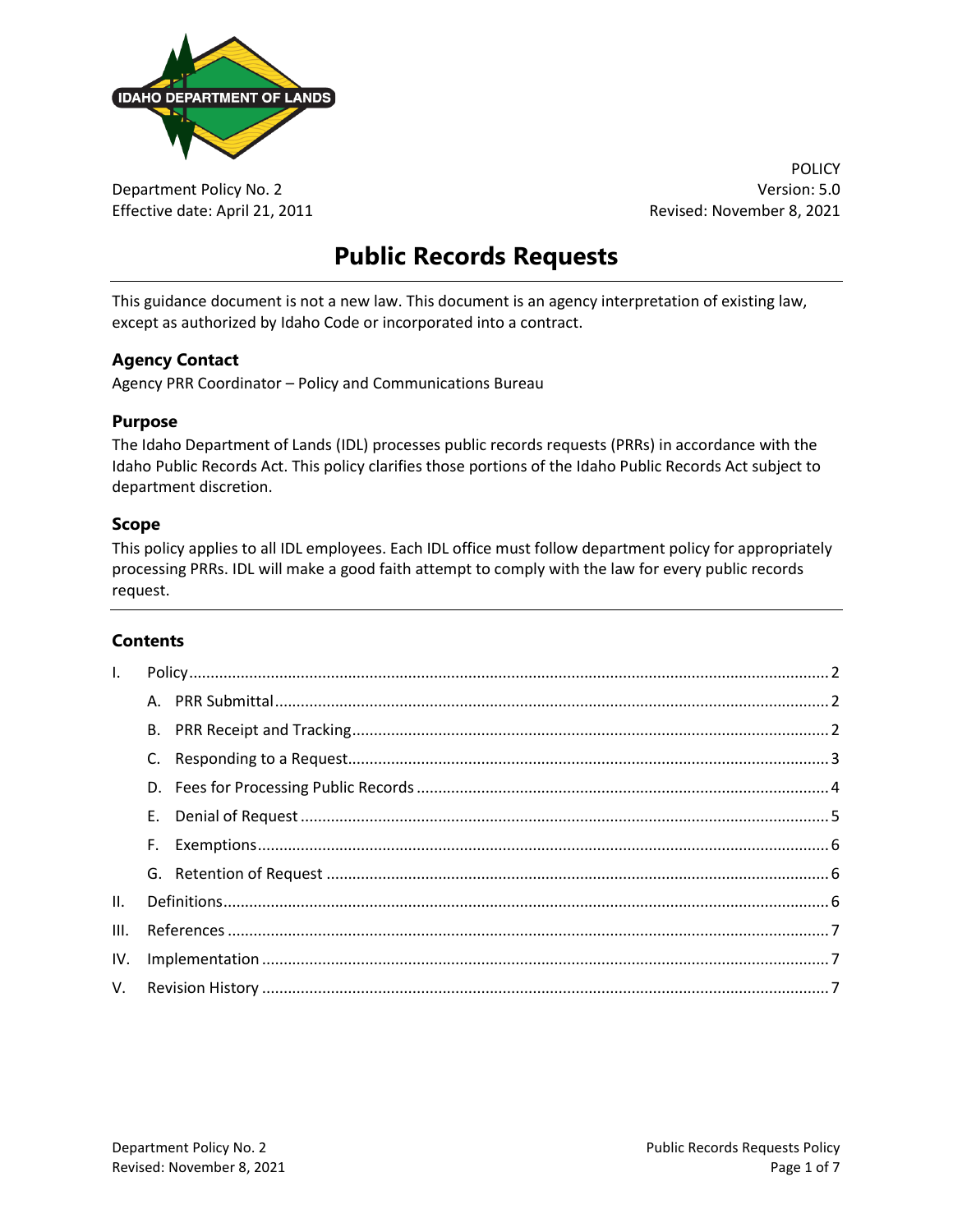Department Policy No. 2
Effective date: April 21, 2011

POLICY
Version: 5.0
Revised: November 8, 2021

# Public Records Requests

This guidance document is not a new law. This document is an agency interpretation of existing law, except as authorized by Idaho Code or incorporated into a contract.

### Agency Contact

Agency PRR Coordinator – Policy and Communications Bureau

### Purpose

The Idaho Department of Lands (IDL) processes public records requests (PRRs) in accordance with the Idaho Public Records Act. This policy clarifies those portions of the Idaho Public Records Act subject to department discretion.

### Scope

This policy applies to all IDL employees. Each IDL office must follow department policy for appropriately processing PRRs. IDL will make a good faith attempt to comply with the law for every public records request.

### Contents

- I. Policy ..... 2
  - A. PRR Submittal ..... 2
  - B. PRR Receipt and Tracking ..... 2
  - C. Responding to a Request ..... 3
  - D. Fees for Processing Public Records ..... 4
  - E. Denial of Request ..... 5
  - F. Exemptions ..... 6
  - G. Retention of Request ..... 6
- II. Definitions ..... 6
- III. References ..... 7
- IV. Implementation ..... 7
- V. Revision History ..... 7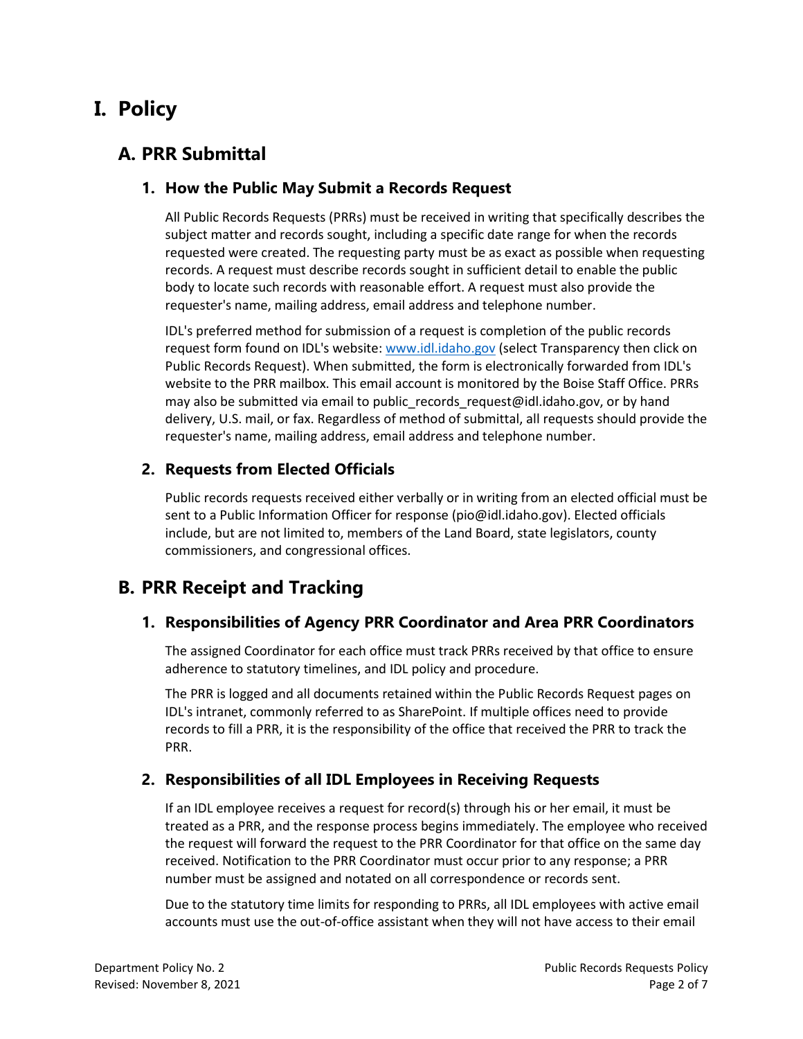# I. Policy

## A. PRR Submittal

### 1. How the Public May Submit a Records Request

All Public Records Requests (PRRs) must be received in writing that specifically describes the subject matter and records sought, including a specific date range for when the records requested were created. The requesting party must be as exact as possible when requesting records. A request must describe records sought in sufficient detail to enable the public body to locate such records with reasonable effort. A request must also provide the requester's name, mailing address, email address and telephone number.

IDL's preferred method for submission of a request is completion of the public records request form found on IDL's website: [www.idl.idaho.gov](http://www.idl.idaho.gov) (select Transparency then click on Public Records Request). When submitted, the form is electronically forwarded from IDL's website to the PRR mailbox. This email account is monitored by the Boise Staff Office. PRRs may also be submitted via email to public_records_request@idl.idaho.gov, or by hand delivery, U.S. mail, or fax. Regardless of method of submittal, all requests should provide the requester's name, mailing address, email address and telephone number.

### 2. Requests from Elected Officials

Public records requests received either verbally or in writing from an elected official must be sent to a Public Information Officer for response (pio@idl.idaho.gov). Elected officials include, but are not limited to, members of the Land Board, state legislators, county commissioners, and congressional offices.

## B. PRR Receipt and Tracking

### 1. Responsibilities of Agency PRR Coordinator and Area PRR Coordinators

The assigned Coordinator for each office must track PRRs received by that office to ensure adherence to statutory timelines, and IDL policy and procedure.

The PRR is logged and all documents retained within the Public Records Request pages on IDL's intranet, commonly referred to as SharePoint. If multiple offices need to provide records to fill a PRR, it is the responsibility of the office that received the PRR to track the PRR.

### 2. Responsibilities of all IDL Employees in Receiving Requests

If an IDL employee receives a request for record(s) through his or her email, it must be treated as a PRR, and the response process begins immediately. The employee who received the request will forward the request to the PRR Coordinator for that office on the same day received. Notification to the PRR Coordinator must occur prior to any response; a PRR number must be assigned and notated on all correspondence or records sent.

Due to the statutory time limits for responding to PRRs, all IDL employees with active email accounts must use the out-of-office assistant when they will not have access to their email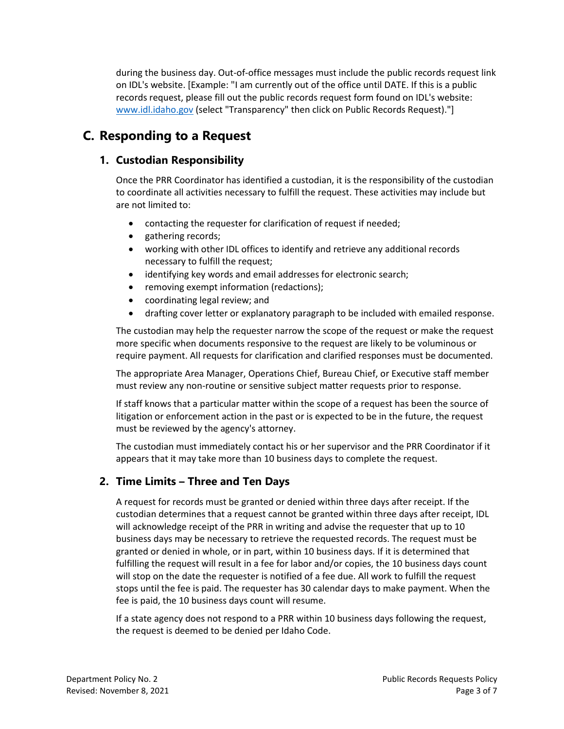during the business day. Out-of-office messages must include the public records request link on IDL's website. [Example: "I am currently out of the office until DATE. If this is a public records request, please fill out the public records request form found on IDL's website: [www.idl.idaho.gov](http://www.idl.idaho.gov) (select "Transparency" then click on Public Records Request)."]

## C. Responding to a Request

### 1. Custodian Responsibility

Once the PRR Coordinator has identified a custodian, it is the responsibility of the custodian to coordinate all activities necessary to fulfill the request. These activities may include but are not limited to:

- contacting the requester for clarification of request if needed;
- gathering records;
- working with other IDL offices to identify and retrieve any additional records necessary to fulfill the request;
- identifying key words and email addresses for electronic search;
- removing exempt information (redactions);
- coordinating legal review; and
- drafting cover letter or explanatory paragraph to be included with emailed response.

The custodian may help the requester narrow the scope of the request or make the request more specific when documents responsive to the request are likely to be voluminous or require payment. All requests for clarification and clarified responses must be documented.

The appropriate Area Manager, Operations Chief, Bureau Chief, or Executive staff member must review any non-routine or sensitive subject matter requests prior to response.

If staff knows that a particular matter within the scope of a request has been the source of litigation or enforcement action in the past or is expected to be in the future, the request must be reviewed by the agency's attorney.

The custodian must immediately contact his or her supervisor and the PRR Coordinator if it appears that it may take more than 10 business days to complete the request.

### 2. Time Limits – Three and Ten Days

A request for records must be granted or denied within three days after receipt. If the custodian determines that a request cannot be granted within three days after receipt, IDL will acknowledge receipt of the PRR in writing and advise the requester that up to 10 business days may be necessary to retrieve the requested records. The request must be granted or denied in whole, or in part, within 10 business days. If it is determined that fulfilling the request will result in a fee for labor and/or copies, the 10 business days count will stop on the date the requester is notified of a fee due. All work to fulfill the request stops until the fee is paid. The requester has 30 calendar days to make payment. When the fee is paid, the 10 business days count will resume.

If a state agency does not respond to a PRR within 10 business days following the request, the request is deemed to be denied per Idaho Code.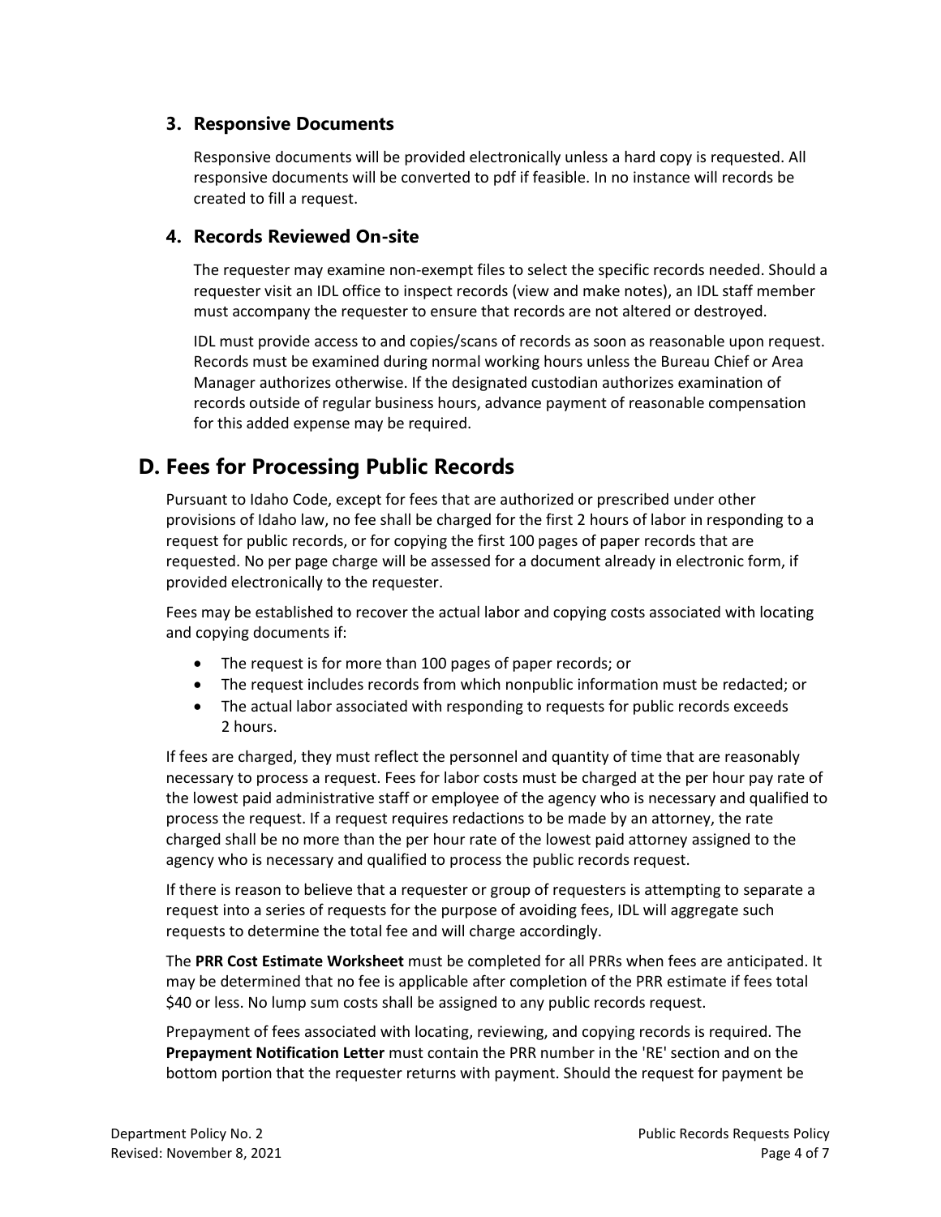### 3. Responsive Documents

Responsive documents will be provided electronically unless a hard copy is requested. All responsive documents will be converted to pdf if feasible. In no instance will records be created to fill a request.

### 4. Records Reviewed On-site

The requester may examine non-exempt files to select the specific records needed. Should a requester visit an IDL office to inspect records (view and make notes), an IDL staff member must accompany the requester to ensure that records are not altered or destroyed.

IDL must provide access to and copies/scans of records as soon as reasonable upon request. Records must be examined during normal working hours unless the Bureau Chief or Area Manager authorizes otherwise. If the designated custodian authorizes examination of records outside of regular business hours, advance payment of reasonable compensation for this added expense may be required.

## D. Fees for Processing Public Records

Pursuant to Idaho Code, except for fees that are authorized or prescribed under other provisions of Idaho law, no fee shall be charged for the first 2 hours of labor in responding to a request for public records, or for copying the first 100 pages of paper records that are requested. No per page charge will be assessed for a document already in electronic form, if provided electronically to the requester.

Fees may be established to recover the actual labor and copying costs associated with locating and copying documents if:

- The request is for more than 100 pages of paper records; or
- The request includes records from which nonpublic information must be redacted; or
- The actual labor associated with responding to requests for public records exceeds 2 hours.

If fees are charged, they must reflect the personnel and quantity of time that are reasonably necessary to process a request. Fees for labor costs must be charged at the per hour pay rate of the lowest paid administrative staff or employee of the agency who is necessary and qualified to process the request. If a request requires redactions to be made by an attorney, the rate charged shall be no more than the per hour rate of the lowest paid attorney assigned to the agency who is necessary and qualified to process the public records request.

If there is reason to believe that a requester or group of requesters is attempting to separate a request into a series of requests for the purpose of avoiding fees, IDL will aggregate such requests to determine the total fee and will charge accordingly.

The **PRR Cost Estimate Worksheet** must be completed for all PRRs when fees are anticipated. It may be determined that no fee is applicable after completion of the PRR estimate if fees total $40 or less. No lump sum costs shall be assigned to any public records request.

Prepayment of fees associated with locating, reviewing, and copying records is required. The **Prepayment Notification Letter** must contain the PRR number in the 'RE' section and on the bottom portion that the requester returns with payment. Should the request for payment be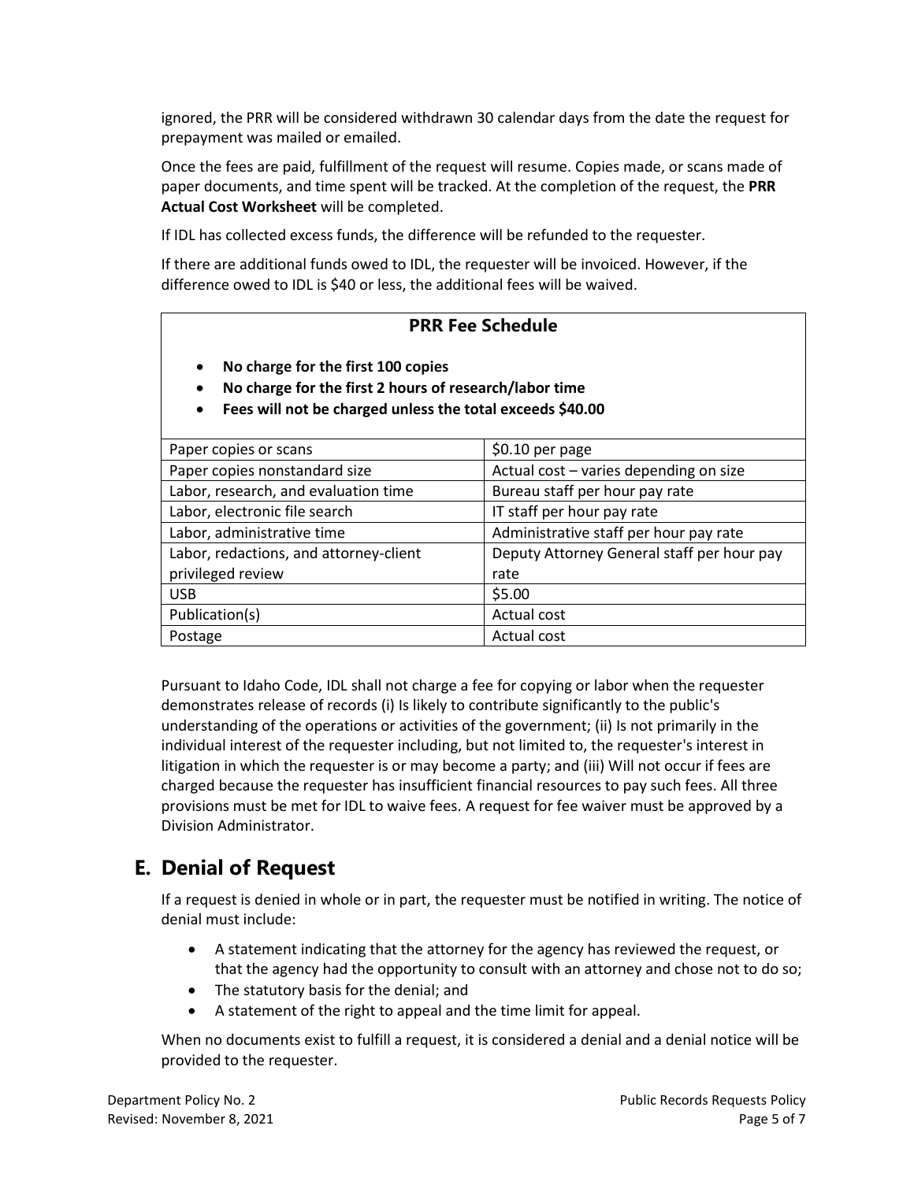ignored, the PRR will be considered withdrawn 30 calendar days from the date the request for prepayment was mailed or emailed.

Once the fees are paid, fulfillment of the request will resume. Copies made, or scans made of paper documents, and time spent will be tracked. At the completion of the request, the **PRR Actual Cost Worksheet** will be completed.

If IDL has collected excess funds, the difference will be refunded to the requester.

If there are additional funds owed to IDL, the requester will be invoiced. However, if the difference owed to IDL is $40 or less, the additional fees will be waived.

**PRR Fee Schedule**

- **No charge for the first 100 copies**
- **No charge for the first 2 hours of research/labor time**
- **Fees will not be charged unless the total exceeds $40.00**

| Item | Fee |
|---|---|
| Paper copies or scans | $0.10 per page |
| Paper copies nonstandard size | Actual cost – varies depending on size |
| Labor, research, and evaluation time | Bureau staff per hour pay rate |
| Labor, electronic file search | IT staff per hour pay rate |
| Labor, administrative time | Administrative staff per hour pay rate |
| Labor, redactions, and attorney-client privileged review | Deputy Attorney General staff per hour pay rate |
| USB | $5.00 |
| Publication(s) | Actual cost |
| Postage | Actual cost |

Pursuant to Idaho Code, IDL shall not charge a fee for copying or labor when the requester demonstrates release of records (i) Is likely to contribute significantly to the public's understanding of the operations or activities of the government; (ii) Is not primarily in the individual interest of the requester including, but not limited to, the requester's interest in litigation in which the requester is or may become a party; and (iii) Will not occur if fees are charged because the requester has insufficient financial resources to pay such fees. All three provisions must be met for IDL to waive fees. A request for fee waiver must be approved by a Division Administrator.

## E. Denial of Request

If a request is denied in whole or in part, the requester must be notified in writing. The notice of denial must include:

- A statement indicating that the attorney for the agency has reviewed the request, or that the agency had the opportunity to consult with an attorney and chose not to do so;
- The statutory basis for the denial; and
- A statement of the right to appeal and the time limit for appeal.

When no documents exist to fulfill a request, it is considered a denial and a denial notice will be provided to the requester.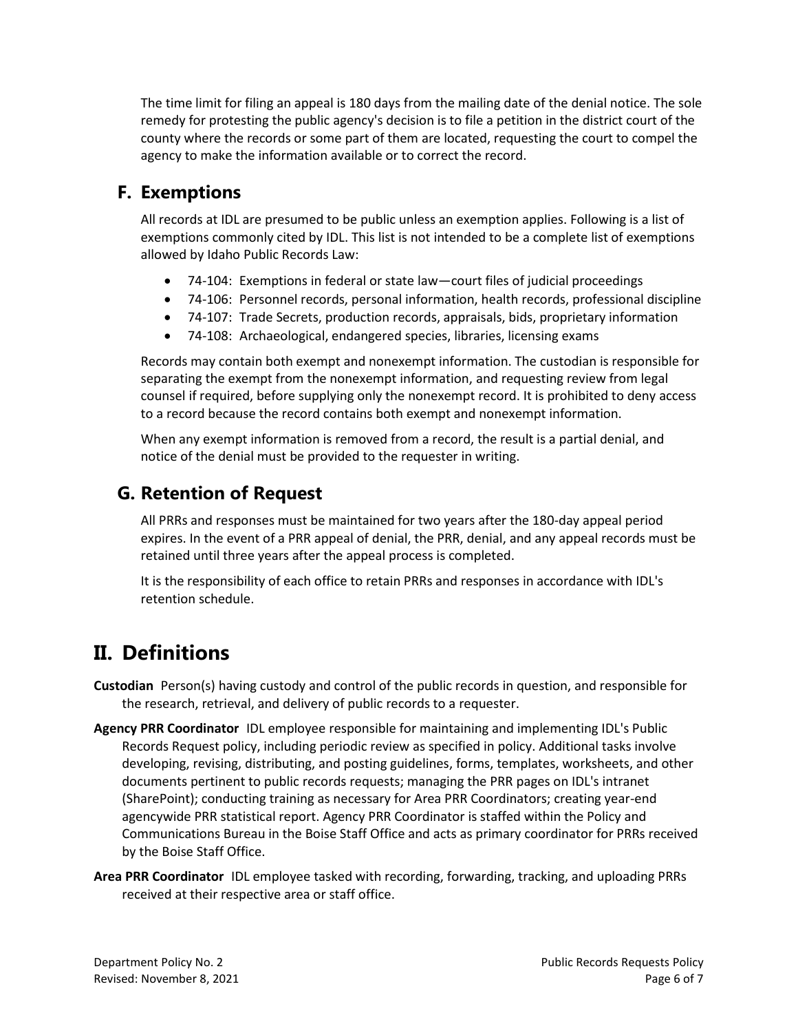The time limit for filing an appeal is 180 days from the mailing date of the denial notice. The sole remedy for protesting the public agency's decision is to file a petition in the district court of the county where the records or some part of them are located, requesting the court to compel the agency to make the information available or to correct the record.

## F. Exemptions

All records at IDL are presumed to be public unless an exemption applies. Following is a list of exemptions commonly cited by IDL. This list is not intended to be a complete list of exemptions allowed by Idaho Public Records Law:

- 74-104: Exemptions in federal or state law—court files of judicial proceedings
- 74-106: Personnel records, personal information, health records, professional discipline
- 74-107: Trade Secrets, production records, appraisals, bids, proprietary information
- 74-108: Archaeological, endangered species, libraries, licensing exams

Records may contain both exempt and nonexempt information. The custodian is responsible for separating the exempt from the nonexempt information, and requesting review from legal counsel if required, before supplying only the nonexempt record. It is prohibited to deny access to a record because the record contains both exempt and nonexempt information.

When any exempt information is removed from a record, the result is a partial denial, and notice of the denial must be provided to the requester in writing.

## G. Retention of Request

All PRRs and responses must be maintained for two years after the 180-day appeal period expires. In the event of a PRR appeal of denial, the PRR, denial, and any appeal records must be retained until three years after the appeal process is completed.

It is the responsibility of each office to retain PRRs and responses in accordance with IDL's retention schedule.

# II. Definitions

**Custodian** Person(s) having custody and control of the public records in question, and responsible for the research, retrieval, and delivery of public records to a requester.

**Agency PRR Coordinator** IDL employee responsible for maintaining and implementing IDL's Public Records Request policy, including periodic review as specified in policy. Additional tasks involve developing, revising, distributing, and posting guidelines, forms, templates, worksheets, and other documents pertinent to public records requests; managing the PRR pages on IDL's intranet (SharePoint); conducting training as necessary for Area PRR Coordinators; creating year-end agencywide PRR statistical report. Agency PRR Coordinator is staffed within the Policy and Communications Bureau in the Boise Staff Office and acts as primary coordinator for PRRs received by the Boise Staff Office.

**Area PRR Coordinator** IDL employee tasked with recording, forwarding, tracking, and uploading PRRs received at their respective area or staff office.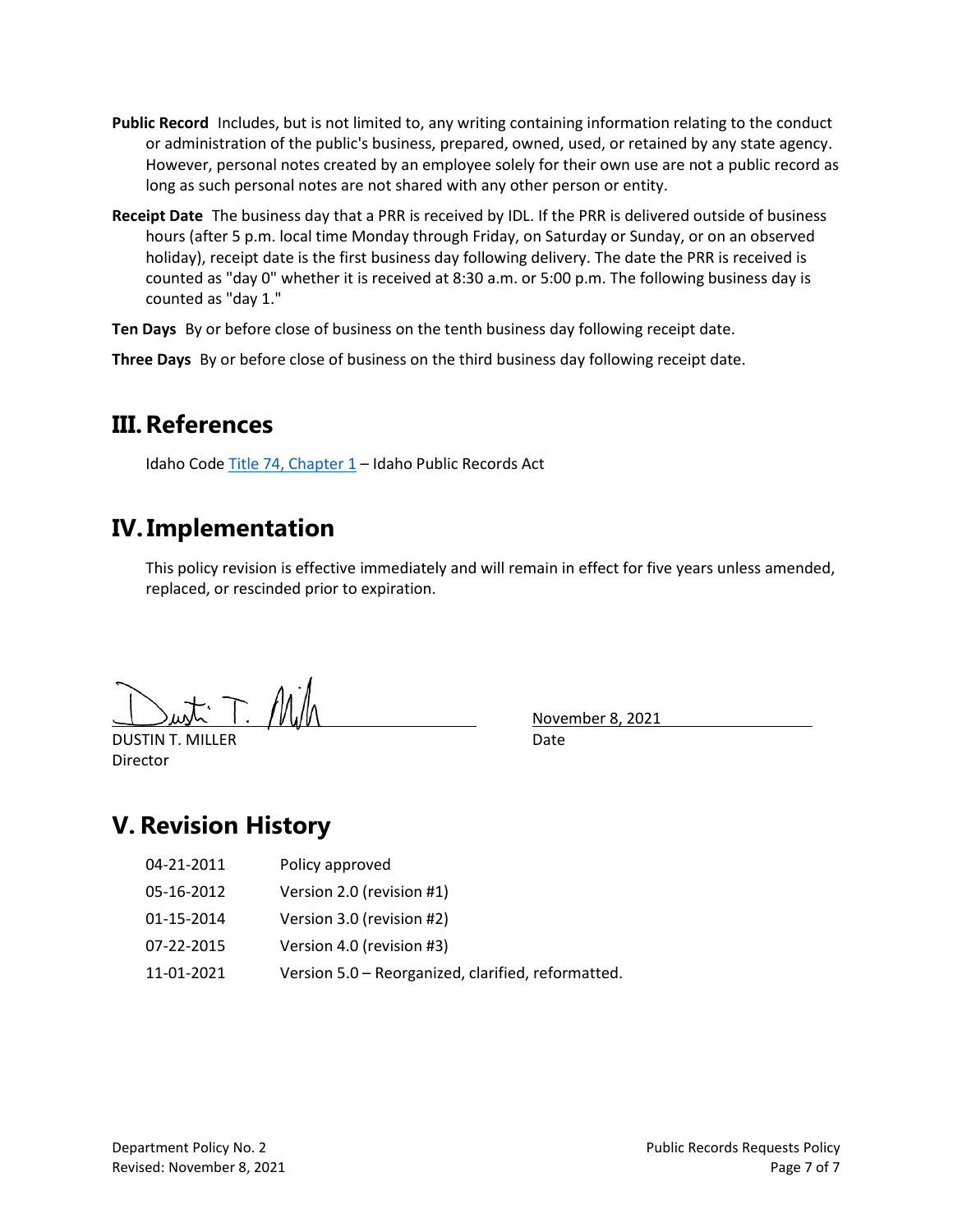**Public Record** Includes, but is not limited to, any writing containing information relating to the conduct or administration of the public's business, prepared, owned, used, or retained by any state agency. However, personal notes created by an employee solely for their own use are not a public record as long as such personal notes are not shared with any other person or entity.

**Receipt Date** The business day that a PRR is received by IDL. If the PRR is delivered outside of business hours (after 5 p.m. local time Monday through Friday, on Saturday or Sunday, or on an observed holiday), receipt date is the first business day following delivery. The date the PRR is received is counted as "day 0" whether it is received at 8:30 a.m. or 5:00 p.m. The following business day is counted as "day 1."

**Ten Days** By or before close of business on the tenth business day following receipt date.

**Three Days** By or before close of business on the third business day following receipt date.

# III. References

Idaho Code [Title 74, Chapter 1] – Idaho Public Records Act

# IV. Implementation

This policy revision is effective immediately and will remain in effect for five years unless amended, replaced, or rescinded prior to expiration.

DUSTIN T. MILLER
Director

November 8, 2021
Date

# V. Revision History

| | |
|---|---|
| 04-21-2011 | Policy approved |
| 05-16-2012 | Version 2.0 (revision #1) |
| 01-15-2014 | Version 3.0 (revision #2) |
| 07-22-2015 | Version 4.0 (revision #3) |
| 11-01-2021 | Version 5.0 – Reorganized, clarified, reformatted. |